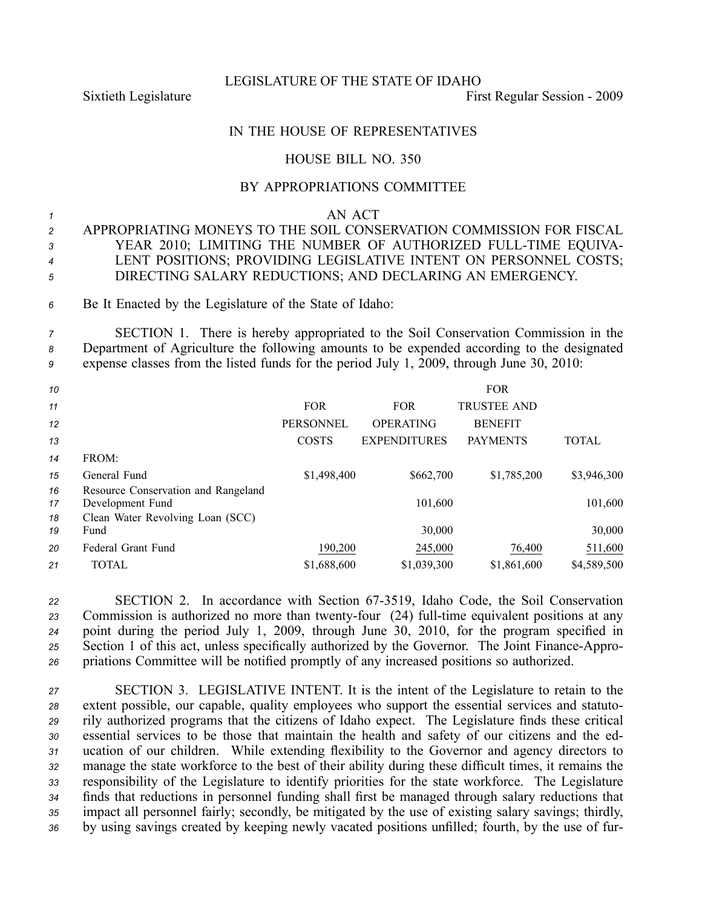LEGISLATURE OF THE STATE OF IDAHO

Sixtieth Legislature — First Regular Session - 2009

# IN THE HOUSE OF REPRESENTATIVES

## HOUSE BILL NO. 350

### BY APPROPRIATIONS COMMITTEE

AN ACT

APPROPRIATING MONEYS TO THE SOIL CONSERVATION COMMISSION FOR FISCAL YEAR 2010; LIMITING THE NUMBER OF AUTHORIZED FULL-TIME EQUIVALENT POSITIONS; PROVIDING LEGISLATIVE INTENT ON PERSONNEL COSTS; DIRECTING SALARY REDUCTIONS; AND DECLARING AN EMERGENCY.

Be It Enacted by the Legislature of the State of Idaho:

SECTION 1. There is hereby appropriated to the Soil Conservation Commission in the Department of Agriculture the following amounts to be expended according to the designated expense classes from the listed funds for the period July 1, 2009, through June 30, 2010:

| | FOR PERSONNEL COSTS | FOR OPERATING EXPENDITURES | FOR TRUSTEE AND BENEFIT PAYMENTS | TOTAL |
|---|---|---|---|---|
| FROM: | | | | |
| General Fund | $1,498,400 | $662,700 | $1,785,200 | $3,946,300 |
| Resource Conservation and Rangeland Development Fund | | 101,600 | | 101,600 |
| Clean Water Revolving Loan (SCC) Fund | | 30,000 | | 30,000 |
| Federal Grant Fund | 190,200 | 245,000 | 76,400 | 511,600 |
| TOTAL | $1,688,600 | $1,039,300 | $1,861,600 | $4,589,500 |

SECTION 2. In accordance with Section 67-3519, Idaho Code, the Soil Conservation Commission is authorized no more than twenty-four (24) full-time equivalent positions at any point during the period July 1, 2009, through June 30, 2010, for the program specified in Section 1 of this act, unless specifically authorized by the Governor. The Joint Finance-Appropriations Committee will be notified promptly of any increased positions so authorized.

SECTION 3. LEGISLATIVE INTENT. It is the intent of the Legislature to retain to the extent possible, our capable, quality employees who support the essential services and statutorily authorized programs that the citizens of Idaho expect. The Legislature finds these critical essential services to be those that maintain the health and safety of our citizens and the education of our children. While extending flexibility to the Governor and agency directors to manage the state workforce to the best of their ability during these difficult times, it remains the responsibility of the Legislature to identify priorities for the state workforce. The Legislature finds that reductions in personnel funding shall first be managed through salary reductions that impact all personnel fairly; secondly, be mitigated by the use of existing salary savings; thirdly, by using savings created by keeping newly vacated positions unfilled; fourth, by the use of fur-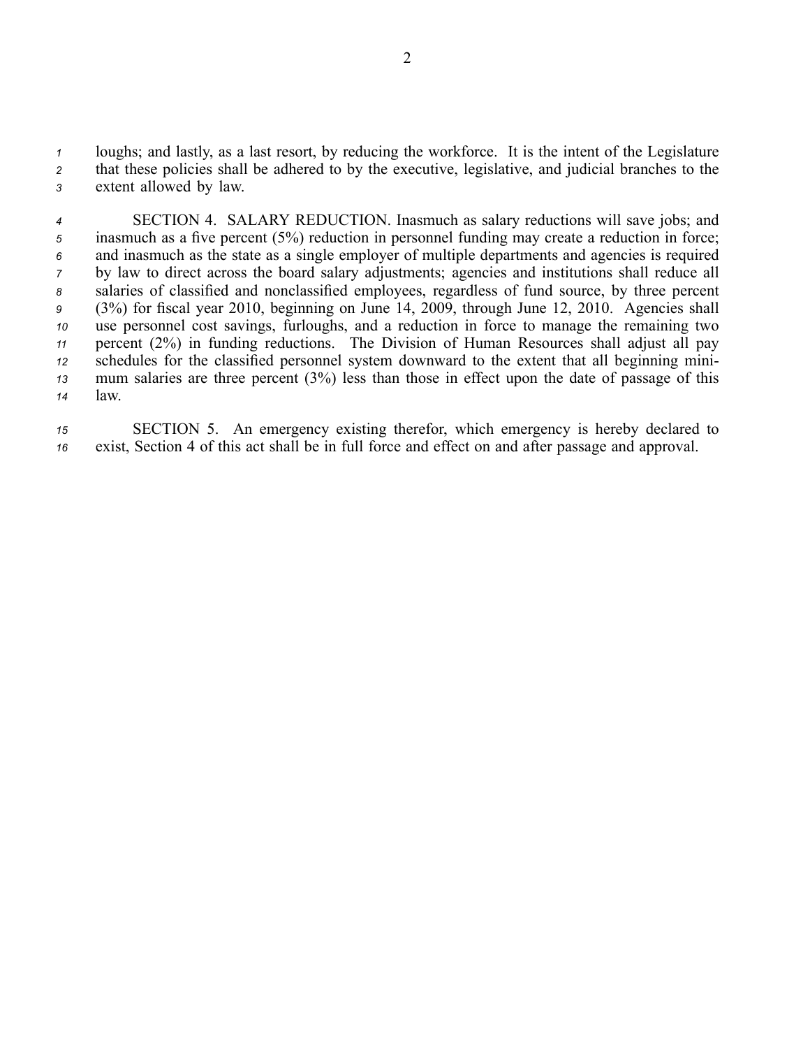loughs; and lastly, as a last resort, by reducing the workforce. It is the intent of the Legislature that these policies shall be adhered to by the executive, legislative, and judicial branches to the extent allowed by law.

SECTION 4. SALARY REDUCTION. Inasmuch as salary reductions will save jobs; and inasmuch as a five percent (5%) reduction in personnel funding may create a reduction in force; and inasmuch as the state as a single employer of multiple departments and agencies is required by law to direct across the board salary adjustments; agencies and institutions shall reduce all salaries of classified and nonclassified employees, regardless of fund source, by three percent (3%) for fiscal year 2010, beginning on June 14, 2009, through June 12, 2010. Agencies shall use personnel cost savings, furloughs, and a reduction in force to manage the remaining two percent (2%) in funding reductions. The Division of Human Resources shall adjust all pay schedules for the classified personnel system downward to the extent that all beginning minimum salaries are three percent (3%) less than those in effect upon the date of passage of this law.

SECTION 5. An emergency existing therefor, which emergency is hereby declared to exist, Section 4 of this act shall be in full force and effect on and after passage and approval.